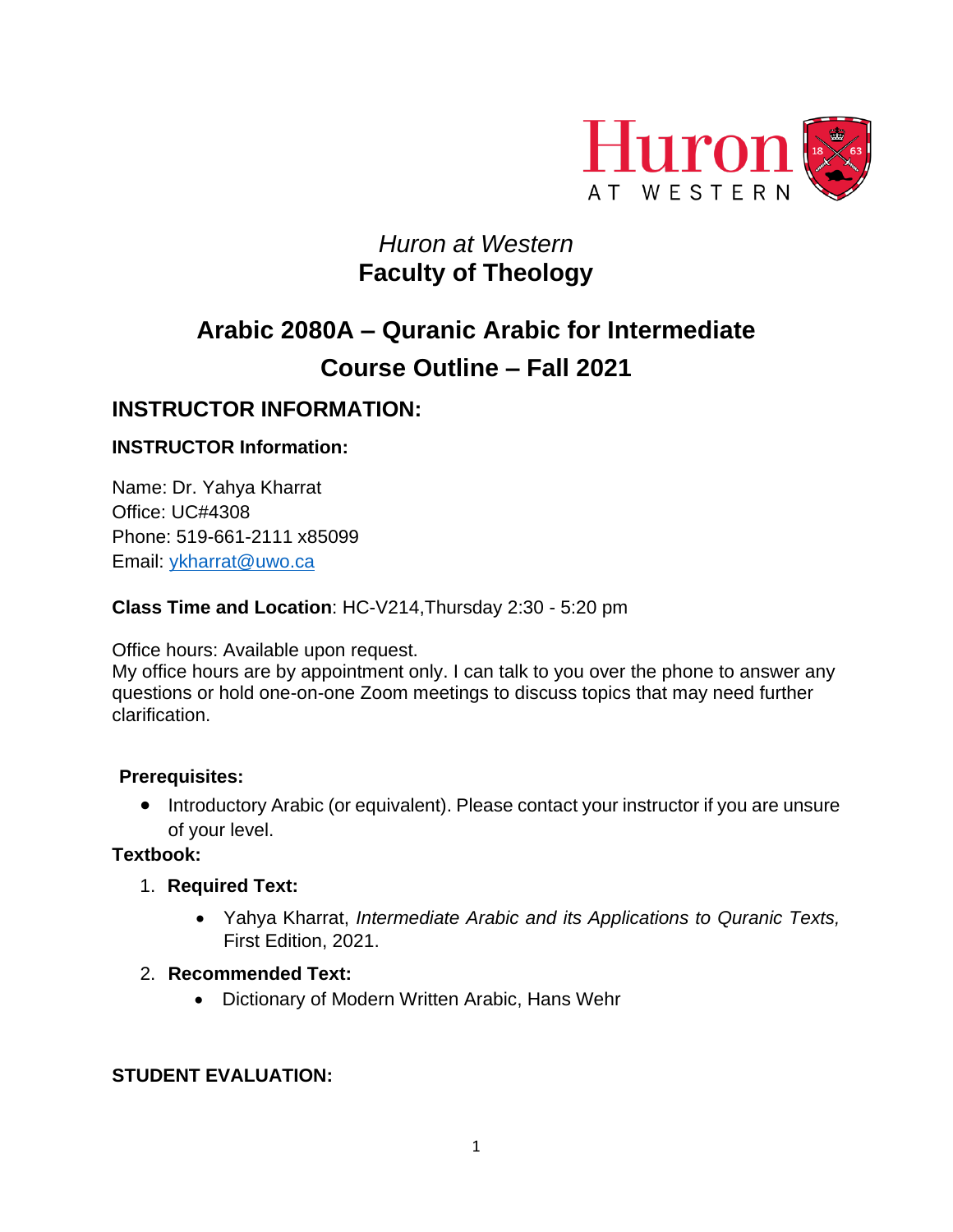*Huron at Western*
**Faculty of Theology**

# Arabic 2080A – Quranic Arabic for Intermediate
# Course Outline – Fall 2021

## INSTRUCTOR INFORMATION:

### INSTRUCTOR Information:

Name: Dr. Yahya Kharrat
Office: UC#4308
Phone: 519-661-2111 x85099
Email: [ykharrat@uwo.ca](mailto:ykharrat@uwo.ca)

**Class Time and Location**: HC-V214,Thursday 2:30 - 5:20 pm

Office hours: Available upon request.
My office hours are by appointment only. I can talk to you over the phone to answer any questions or hold one-on-one Zoom meetings to discuss topics that may need further clarification.

**Prerequisites:**

- Introductory Arabic (or equivalent). Please contact your instructor if you are unsure of your level.

**Textbook:**

1. **Required Text:**
   - Yahya Kharrat, *Intermediate Arabic and its Applications to Quranic Texts,* First Edition, 2021.
2. **Recommended Text:**
   - Dictionary of Modern Written Arabic, Hans Wehr

**STUDENT EVALUATION:**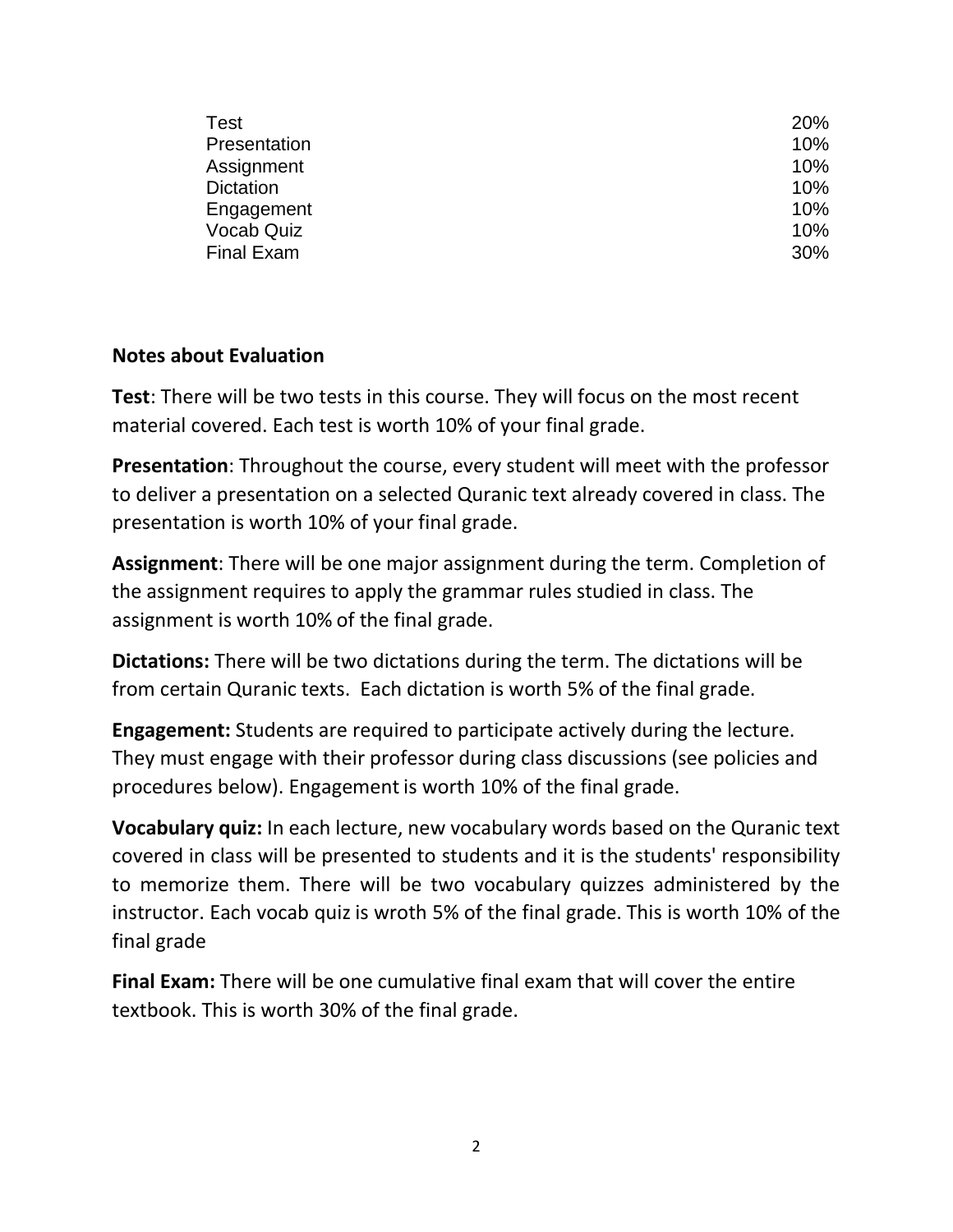| | |
|---|---|
| Test | 20% |
| Presentation | 10% |
| Assignment | 10% |
| Dictation | 10% |
| Engagement | 10% |
| Vocab Quiz | 10% |
| Final Exam | 30% |

**Notes about Evaluation**

**Test**: There will be two tests in this course. They will focus on the most recent material covered. Each test is worth 10% of your final grade.

**Presentation**: Throughout the course, every student will meet with the professor to deliver a presentation on a selected Quranic text already covered in class. The presentation is worth 10% of your final grade.

**Assignment**: There will be one major assignment during the term. Completion of the assignment requires to apply the grammar rules studied in class. The assignment is worth 10% of the final grade.

**Dictations:** There will be two dictations during the term. The dictations will be from certain Quranic texts. Each dictation is worth 5% of the final grade.

**Engagement:** Students are required to participate actively during the lecture. They must engage with their professor during class discussions (see policies and procedures below). Engagement is worth 10% of the final grade.

**Vocabulary quiz:** In each lecture, new vocabulary words based on the Quranic text covered in class will be presented to students and it is the students' responsibility to memorize them. There will be two vocabulary quizzes administered by the instructor. Each vocab quiz is wroth 5% of the final grade. This is worth 10% of the final grade

**Final Exam:** There will be one cumulative final exam that will cover the entire textbook. This is worth 30% of the final grade.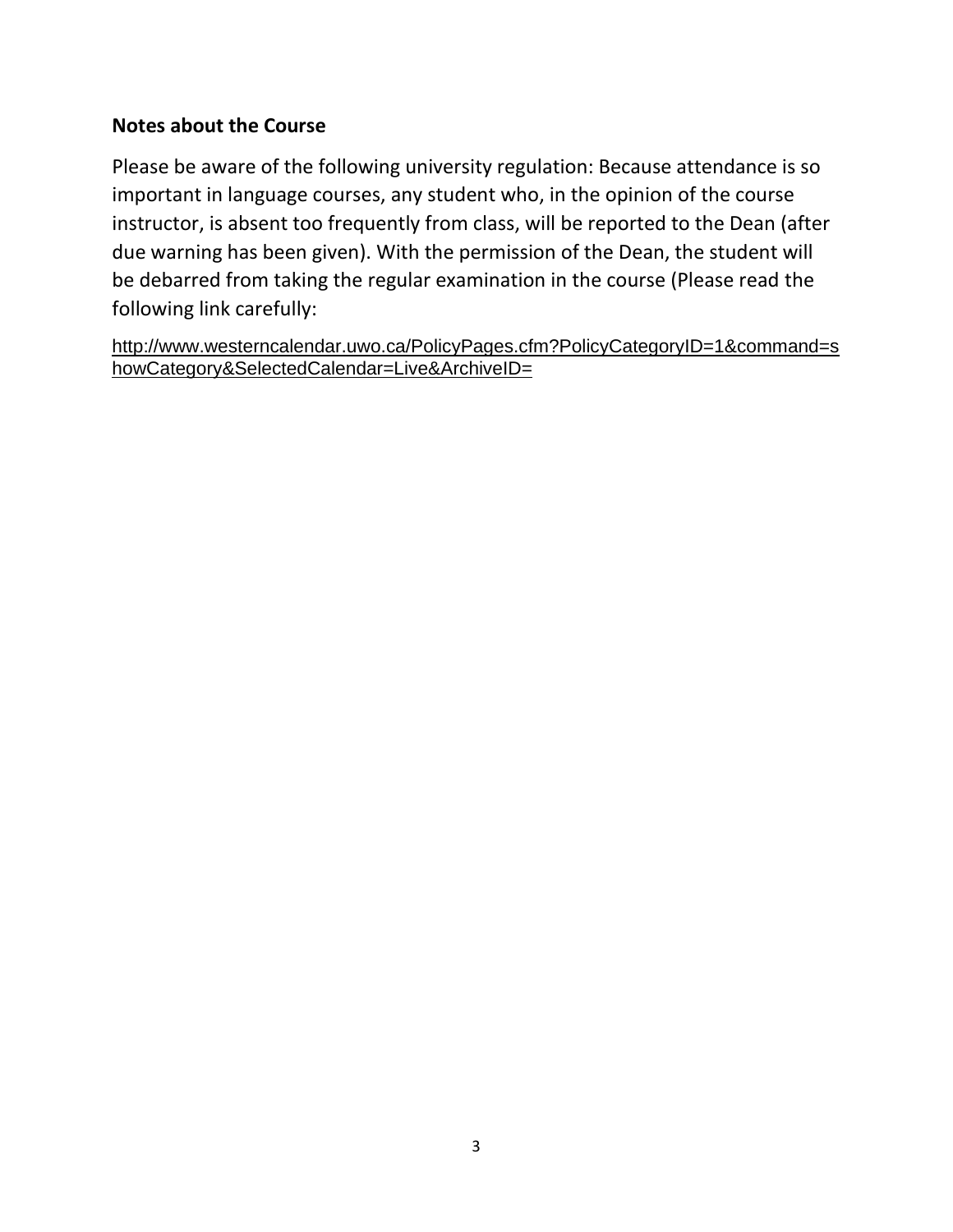**Notes about the Course**

Please be aware of the following university regulation: Because attendance is so important in language courses, any student who, in the opinion of the course instructor, is absent too frequently from class, will be reported to the Dean (after due warning has been given). With the permission of the Dean, the student will be debarred from taking the regular examination in the course (Please read the following link carefully:

http://www.westerncalendar.uwo.ca/PolicyPages.cfm?PolicyCategoryID=1&command=showCategory&SelectedCalendar=Live&ArchiveID=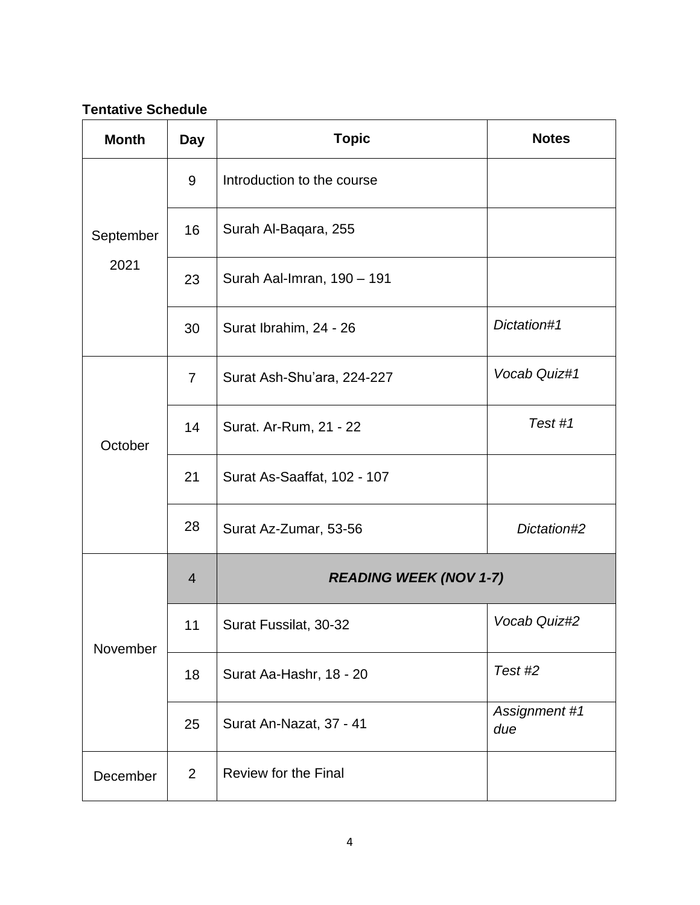**Tentative Schedule**

| Month | Day | Topic | Notes |
|---|---|---|---|
| September 2021 | 9 | Introduction to the course | |
| | 16 | Surah Al-Baqara, 255 | |
| | 23 | Surah Aal-Imran, 190 – 191 | |
| | 30 | Surat Ibrahim, 24 - 26 | *Dictation#1* |
| October | 7 | Surat Ash-Shu'ara, 224-227 | *Vocab Quiz#1* |
| | 14 | Surat. Ar-Rum, 21 - 22 | *Test #1* |
| | 21 | Surat As-Saaffat, 102 - 107 | |
| | 28 | Surat Az-Zumar, 53-56 | *Dictation#2* |
| November | 4 | ***READING WEEK (NOV 1-7)*** | |
| | 11 | Surat Fussilat, 30-32 | *Vocab Quiz#2* |
| | 18 | Surat Aa-Hashr, 18 - 20 | *Test #2* |
| | 25 | Surat An-Nazat, 37 - 41 | *Assignment #1 due* |
| December | 2 | Review for the Final | |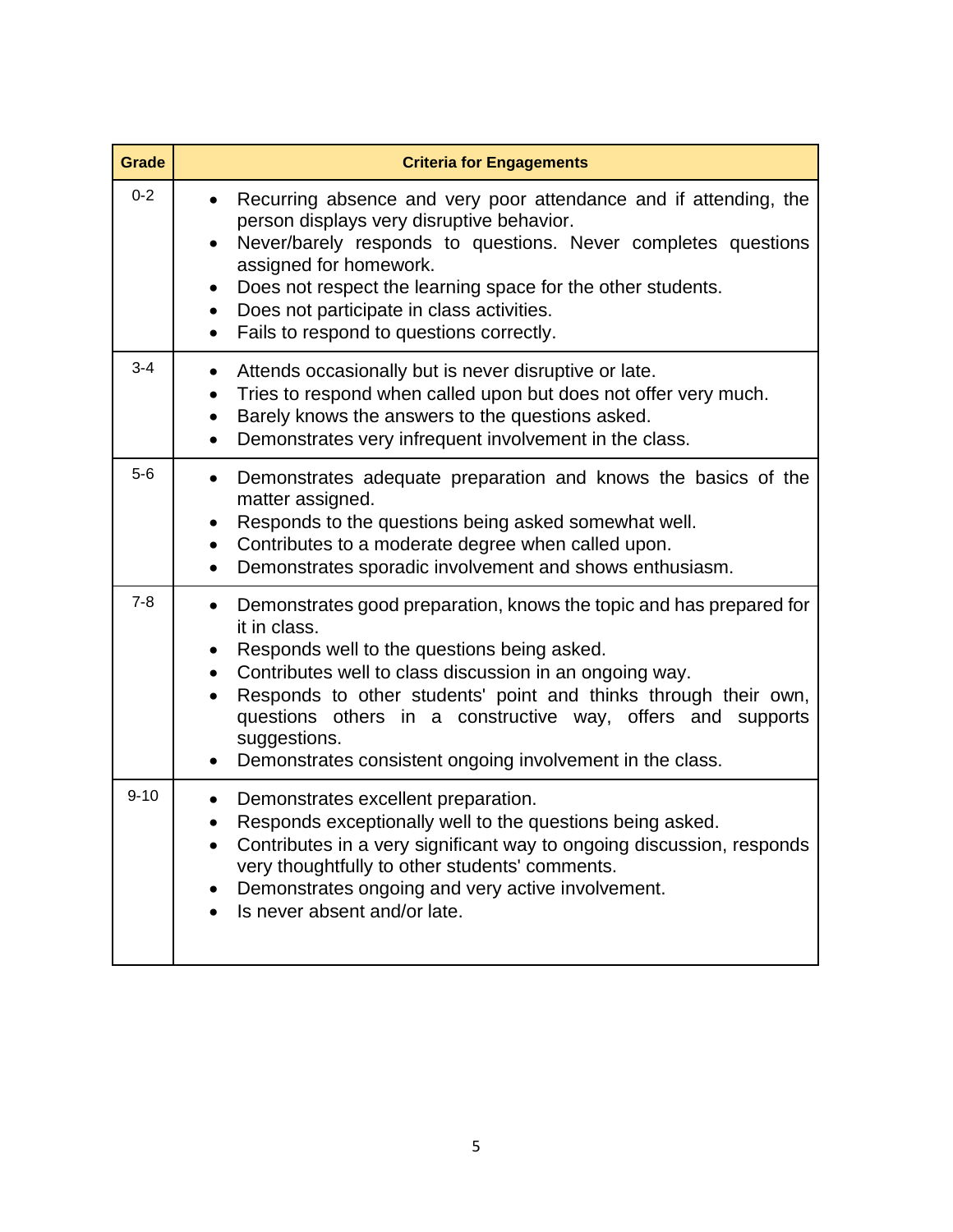| Grade | Criteria for Engagements |
|---|---|
| 0-2 | • Recurring absence and very poor attendance and if attending, the person displays very disruptive behavior.<br>• Never/barely responds to questions. Never completes questions assigned for homework.<br>• Does not respect the learning space for the other students.<br>• Does not participate in class activities.<br>• Fails to respond to questions correctly. |
| 3-4 | • Attends occasionally but is never disruptive or late.<br>• Tries to respond when called upon but does not offer very much.<br>• Barely knows the answers to the questions asked.<br>• Demonstrates very infrequent involvement in the class. |
| 5-6 | • Demonstrates adequate preparation and knows the basics of the matter assigned.<br>• Responds to the questions being asked somewhat well.<br>• Contributes to a moderate degree when called upon.<br>• Demonstrates sporadic involvement and shows enthusiasm. |
| 7-8 | • Demonstrates good preparation, knows the topic and has prepared for it in class.<br>• Responds well to the questions being asked.<br>• Contributes well to class discussion in an ongoing way.<br>• Responds to other students' point and thinks through their own, questions others in a constructive way, offers and supports suggestions.<br>• Demonstrates consistent ongoing involvement in the class. |
| 9-10 | • Demonstrates excellent preparation.<br>• Responds exceptionally well to the questions being asked.<br>• Contributes in a very significant way to ongoing discussion, responds very thoughtfully to other students' comments.<br>• Demonstrates ongoing and very active involvement.<br>• Is never absent and/or late. |